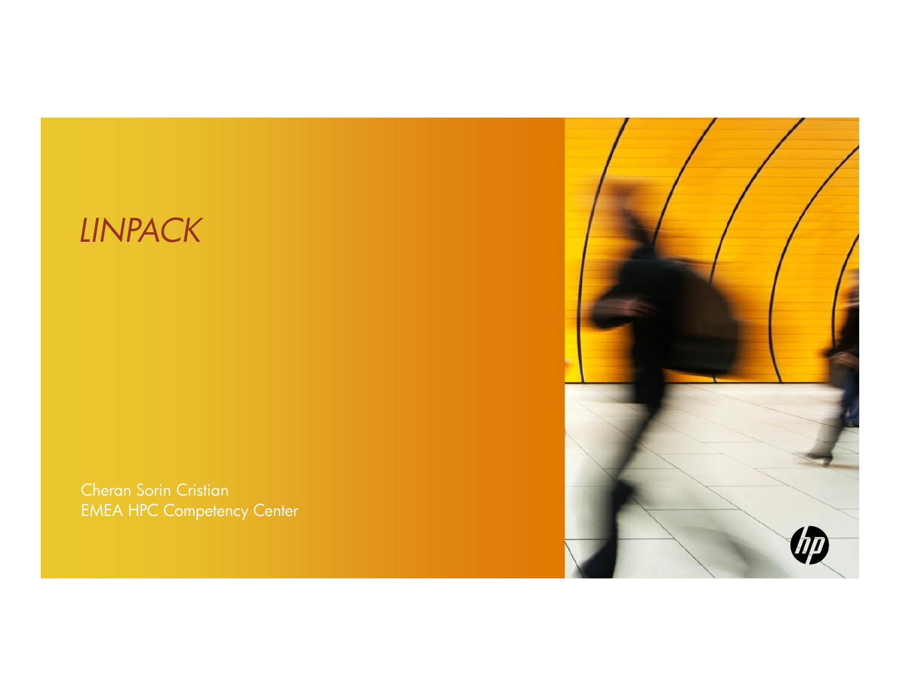# *LINPACK*

Cheran Sorin Cristian
EMEA HPC Competency Center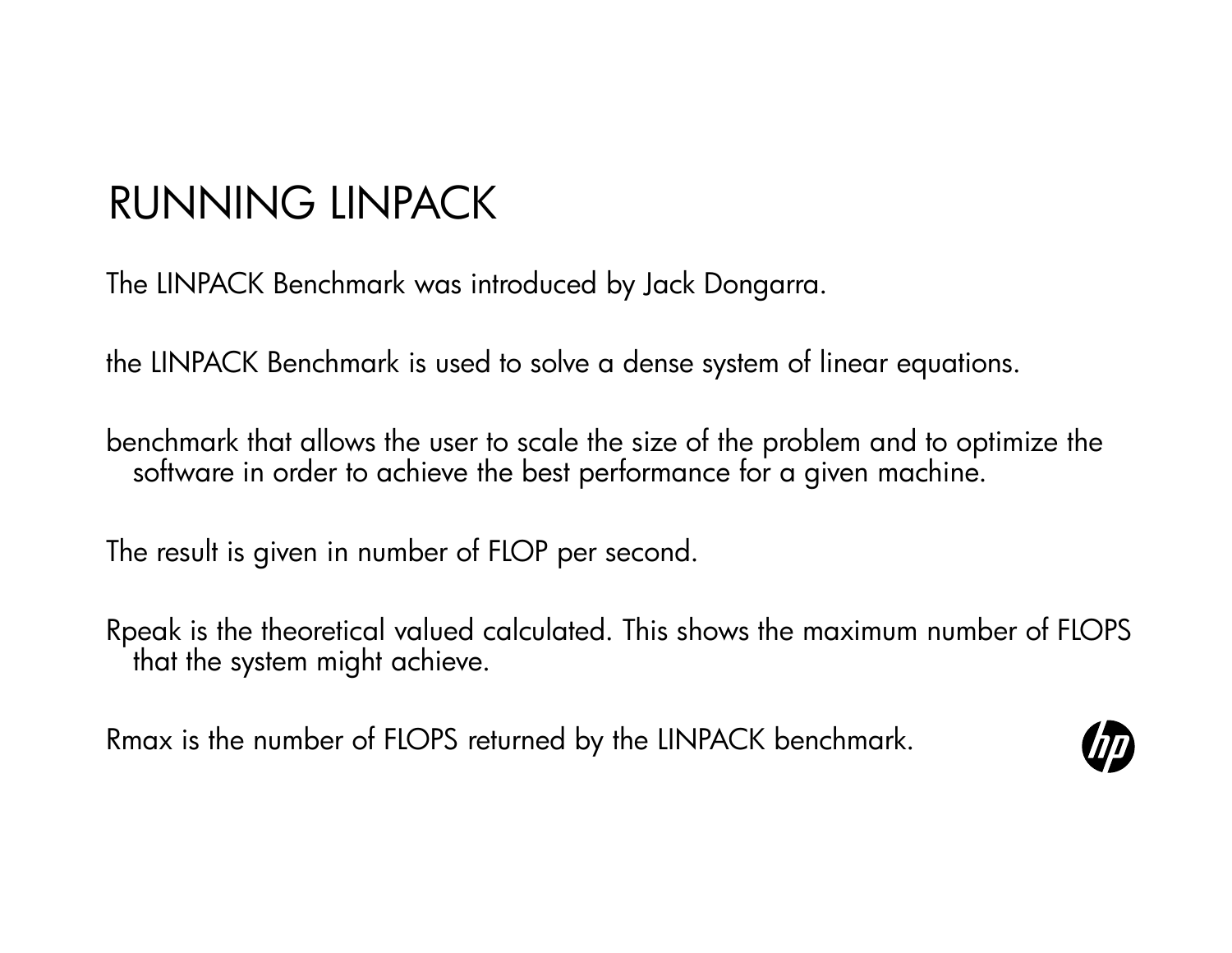# RUNNING LINPACK

The LINPACK Benchmark was introduced by Jack Dongarra.

the LINPACK Benchmark is used to solve a dense system of linear equations.

benchmark that allows the user to scale the size of the problem and to optimize the software in order to achieve the best performance for a given machine.

The result is given in number of FLOP per second.

Rpeak is the theoretical valued calculated. This shows the maximum number of FLOPS that the system might achieve.

Rmax is the number of FLOPS returned by the LINPACK benchmark.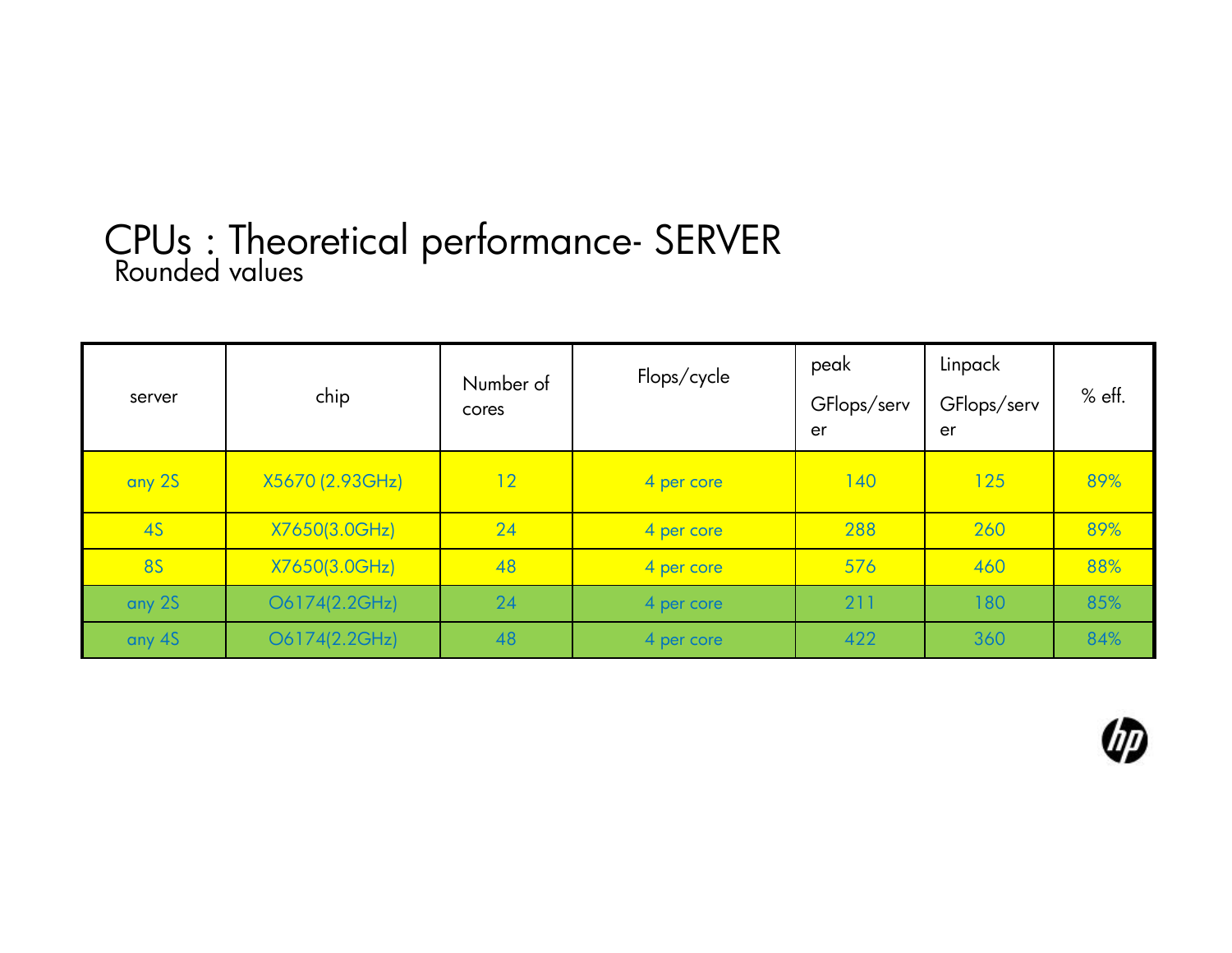# CPUs : Theoretical performance- SERVER

Rounded values

| server | chip | Number of cores | Flops/cycle | peak GFlops/server | Linpack GFlops/server | % eff. |
|---|---|---|---|---|---|---|
| any 2S | X5670 (2.93GHz) | 12 | 4 per core | 140 | 125 | 89% |
| 4S | X7650(3.0GHz) | 24 | 4 per core | 288 | 260 | 89% |
| 8S | X7650(3.0GHz) | 48 | 4 per core | 576 | 460 | 88% |
| any 2S | O6174(2.2GHz) | 24 | 4 per core | 211 | 180 | 85% |
| any 4S | O6174(2.2GHz) | 48 | 4 per core | 422 | 360 | 84% |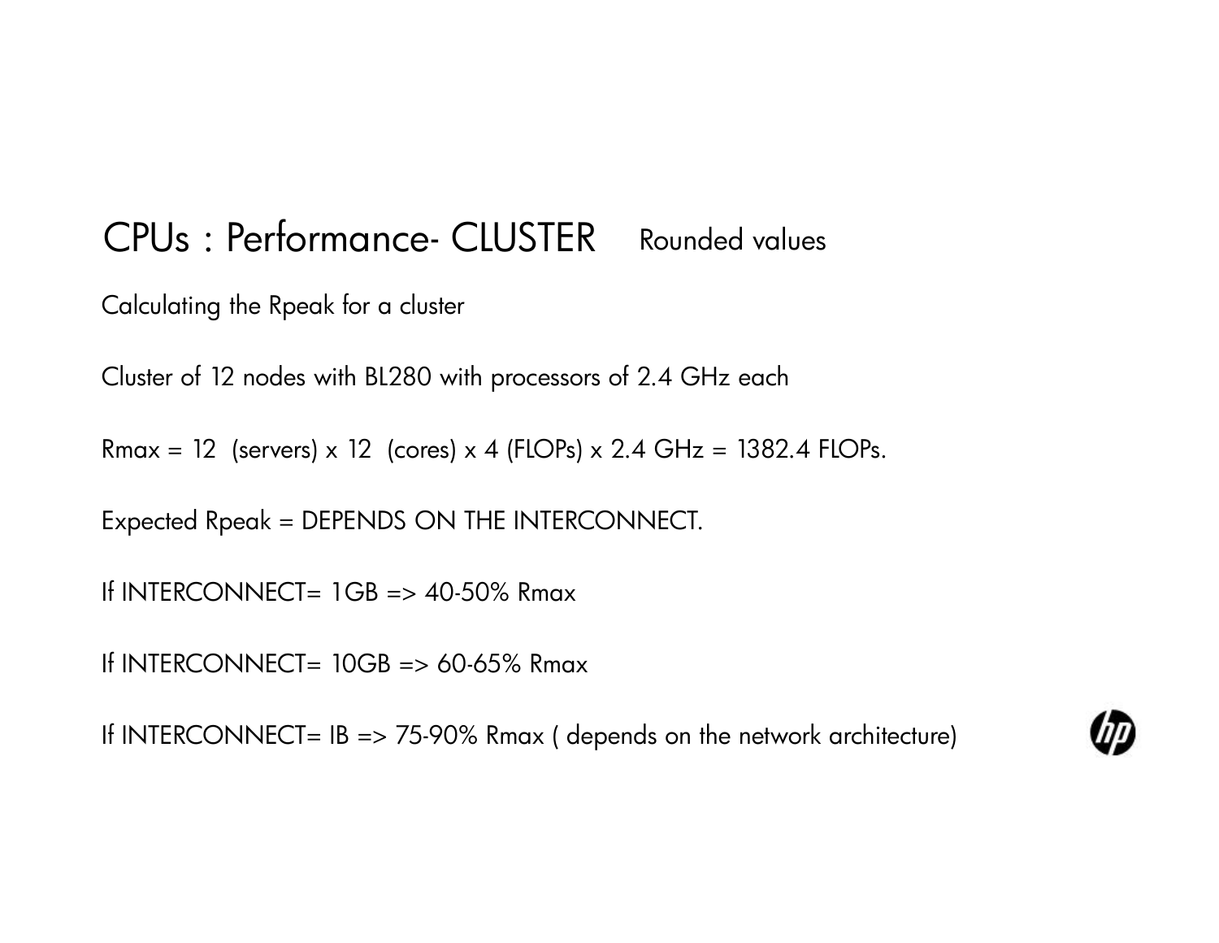# CPUs : Performance- CLUSTER Rounded values

Calculating the Rpeak for a cluster

Cluster of 12 nodes with BL280 with processors of 2.4 GHz each

Rmax = 12 (servers) x 12 (cores) x 4 (FLOPs) x 2.4 GHz = 1382.4 FLOPs.

Expected Rpeak = DEPENDS ON THE INTERCONNECT.

If INTERCONNECT= 1GB => 40-50% Rmax

If INTERCONNECT= 10GB => 60-65% Rmax

If INTERCONNECT= IB => 75-90% Rmax ( depends on the network architecture)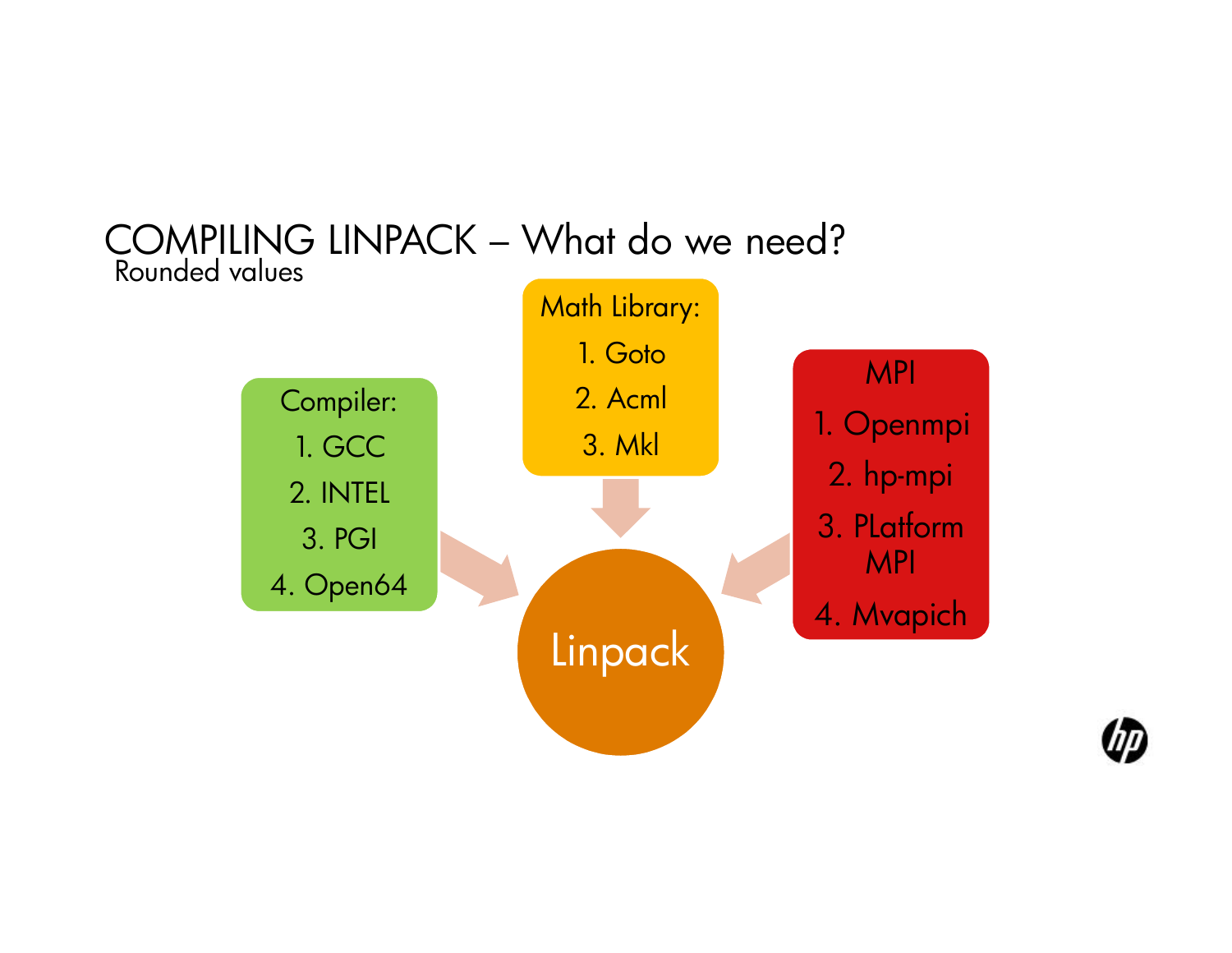# COMPILING LINPACK – What do we need?

Rounded values

**Compiler:**

1. GCC
2. INTEL
3. PGI
4. Open64

**Math Library:**

1. Goto
2. Acml
3. Mkl

**MPI**

1. Openmpi
2. hp-mpi
3. PLatform MPI
4. Mvapich

Linpack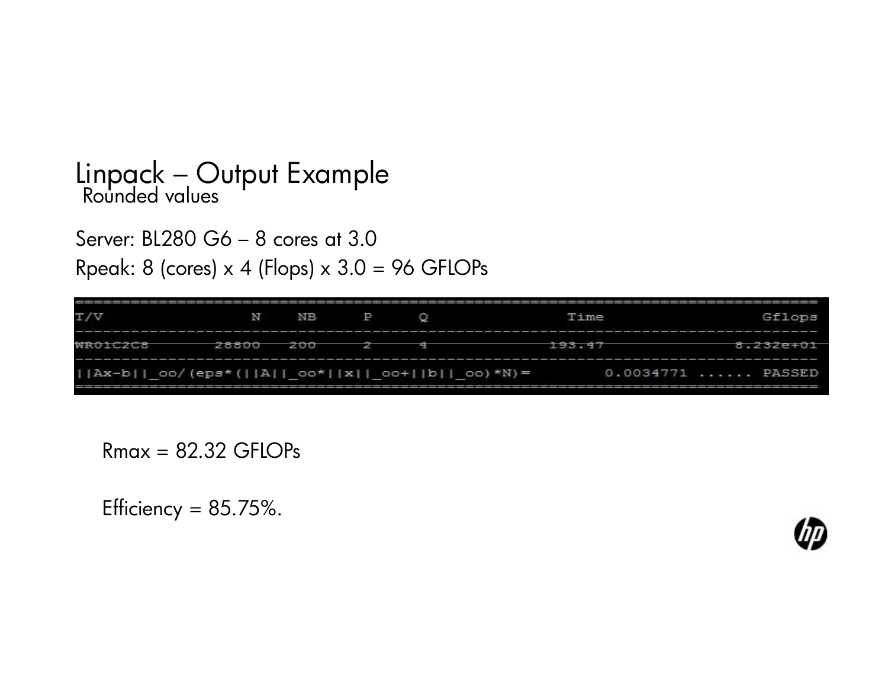# Linpack – Output Example

Rounded values

Server: BL280 G6 – 8 cores at 3.0

Rpeak: 8 (cores) x 4 (Flops) x 3.0 = 96 GFLOPs

```
================================================================================
T/V                N    NB     P     Q               Time                 Gflops
--------------------------------------------------------------------------------
WR01C2C8       28800   200     2     4             193.47              8.232e+01
--------------------------------------------------------------------------------
||Ax-b||_oo/(eps*(||A||_oo*||x||_oo+||b||_oo)*N)=        0.0034771 ...... PASSED
================================================================================
```

Rmax = 82.32 GFLOPs

Efficiency = 85.75%.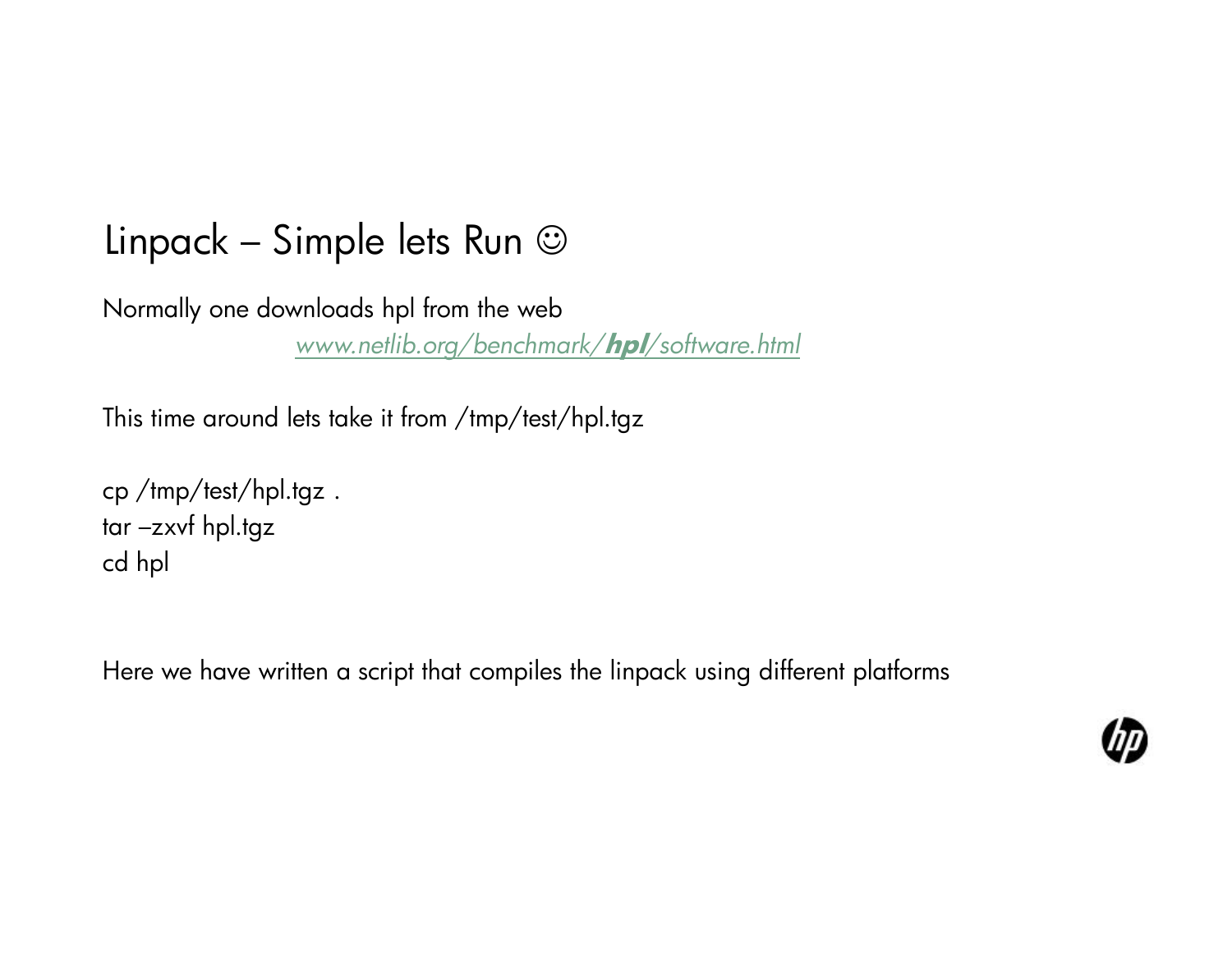# Linpack – Simple lets Run ☺

Normally one downloads hpl from the web

[*www.netlib.org/benchmark/**hpl**/software.html*](http://www.netlib.org/benchmark/hpl/software.html)

This time around lets take it from /tmp/test/hpl.tgz

```
cp /tmp/test/hpl.tgz .
tar –zxvf hpl.tgz
cd hpl
```

Here we have written a script that compiles the linpack using different platforms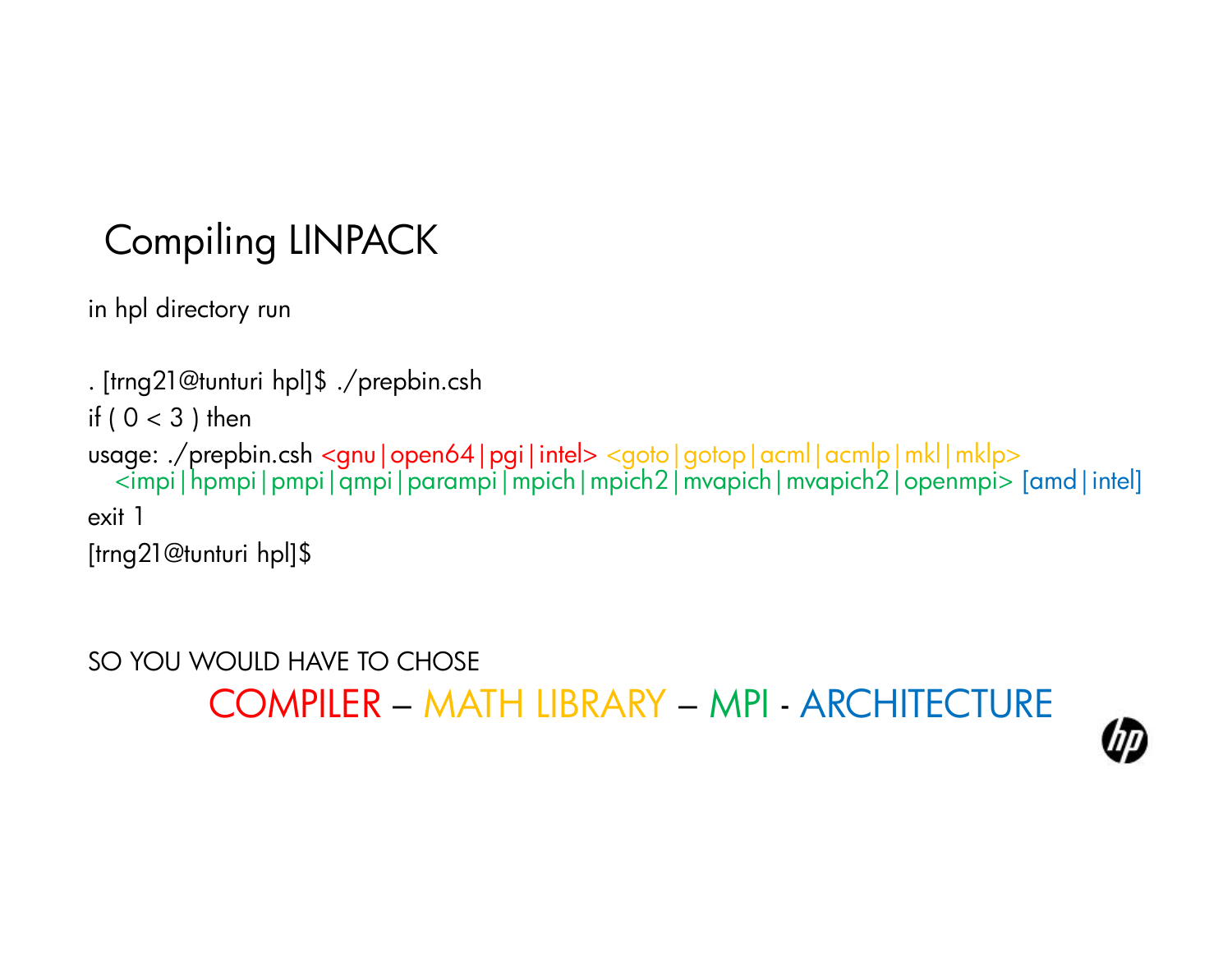# Compiling LINPACK

in hpl directory run

```
. [trng21@tunturi hpl]$ ./prepbin.csh
if ( 0 < 3 ) then
usage: ./prepbin.csh <gnu|open64|pgi|intel> <goto|gotop|acml|acmlp|mkl|mklp>
   <impi|hpmpi|pmpi|qmpi|parampi|mpich|mpich2|mvapich|mvapich2|openmpi> [amd|intel]
exit 1
[trng21@tunturi hpl]$
```

SO YOU WOULD HAVE TO CHOSE

COMPILER – MATH LIBRARY – MPI - ARCHITECTURE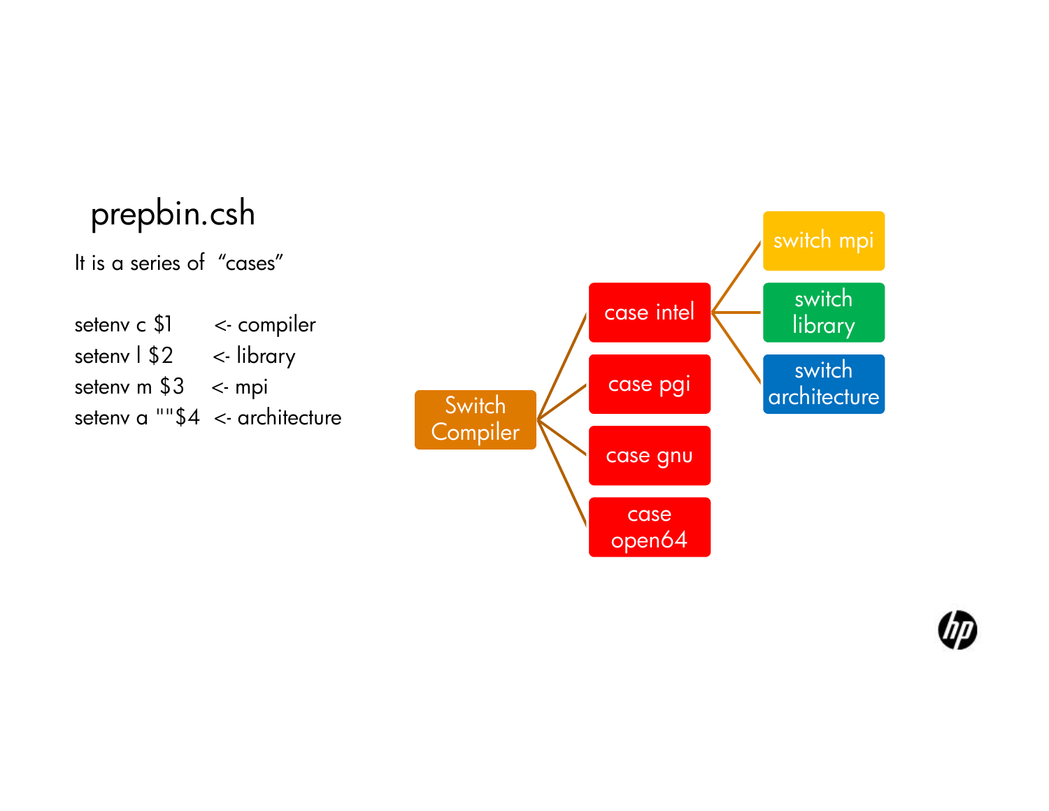# prepbin.csh

It is a series of "cases"

```
setenv c $1      <- compiler
setenv l $2      <- library
setenv m $3      <- mpi
setenv a ""$4    <- architecture
```

- Switch Compiler
  - case intel
    - switch mpi
    - switch library
    - switch architecture
  - case pgi
  - case gnu
  - case open64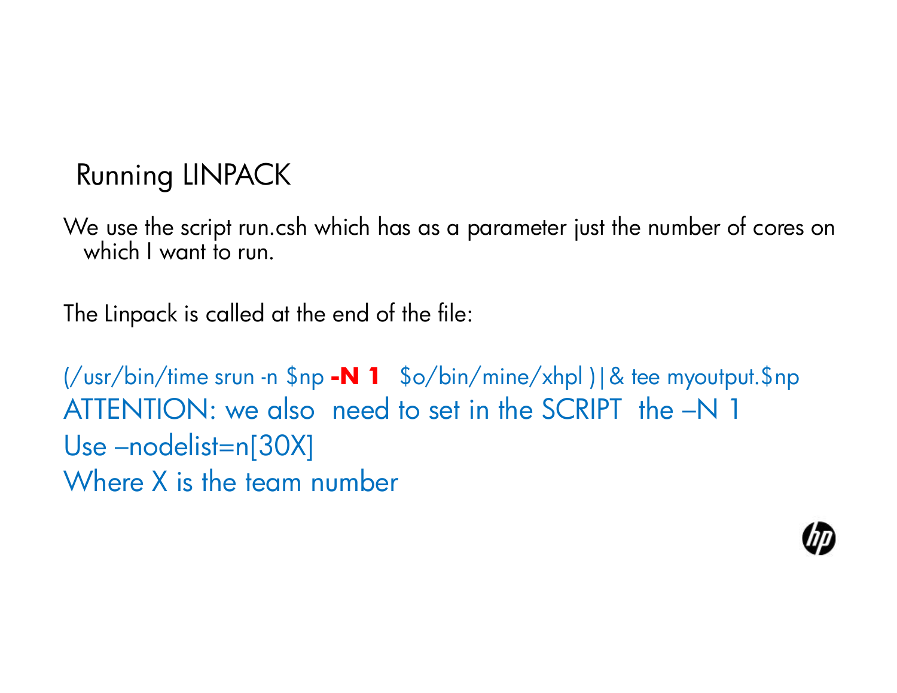# Running LINPACK

We use the script run.csh which has as a parameter just the number of cores on which I want to run.

The Linpack is called at the end of the file:

```
(/usr/bin/time srun -n $np -N 1   $o/bin/mine/xhpl )|& tee myoutput.$np
```

ATTENTION: we also need to set in the SCRIPT the –N 1

Use –nodelist=n[30X]

Where X is the team number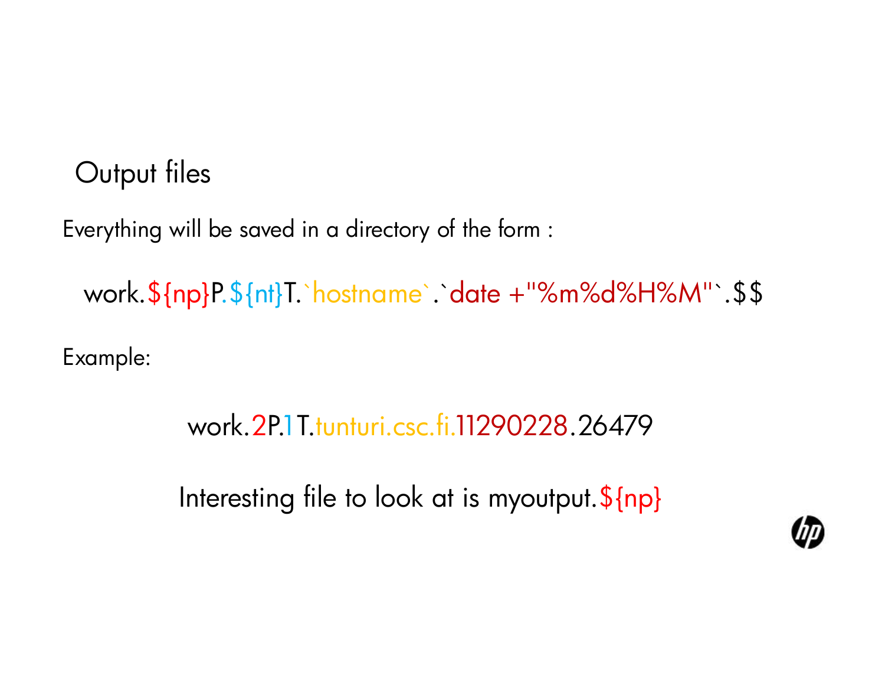## Output files

Everything will be saved in a directory of the form :

```
work.${np}P.${nt}T.`hostname`.`date +"%m%d%H%M"`.$$
```

Example:

```
work.2P.1T.tunturi.csc.fi.11290228.26479
```

Interesting file to look at is myoutput.${np}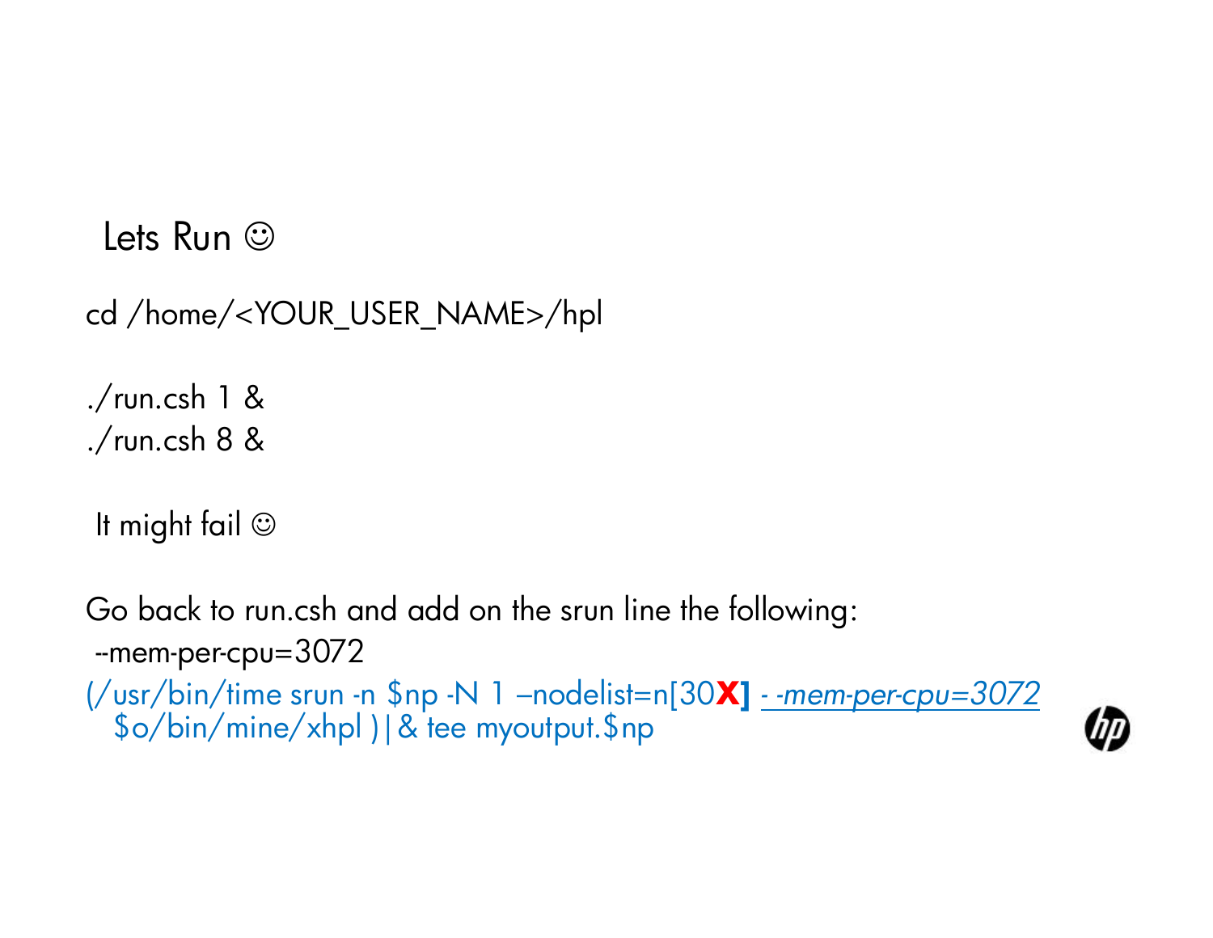# Lets Run ☺

cd /home/<YOUR_USER_NAME>/hpl

./run.csh 1 &
./run.csh 8 &

It might fail ☺

Go back to run.csh and add on the srun line the following:

--mem-per-cpu=3072

```
(/usr/bin/time srun -n $np -N 1 –nodelist=n[30X] - -mem-per-cpu=3072
   $o/bin/mine/xhpl )|& tee myoutput.$np
```